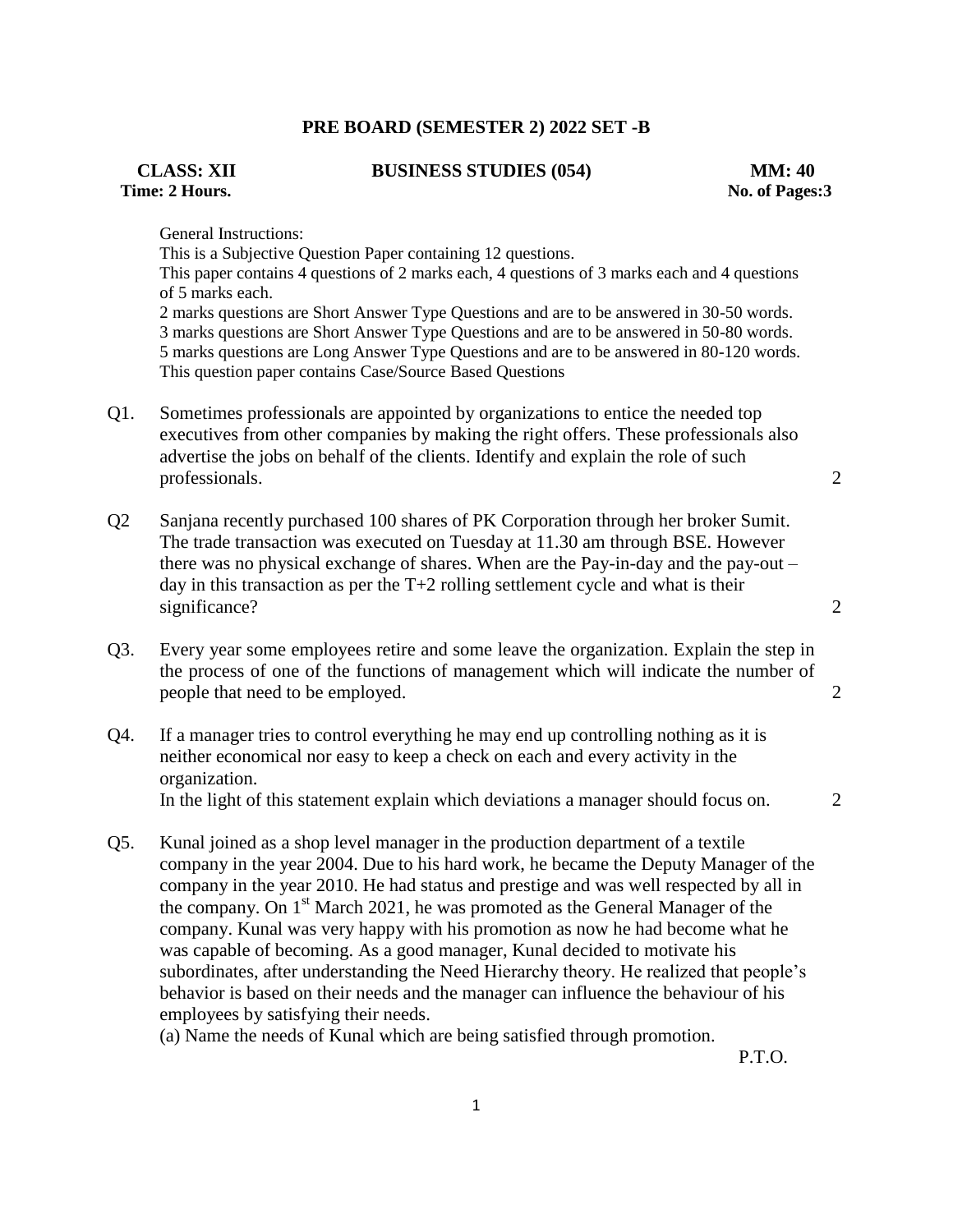# PRE BOARD (SEMESTER 2) 2022 SET -B

**CLASS: XII** | **BUSINESS STUDIES (054)** | **MM: 40**

**Time: 2 Hours.** | **No. of Pages:3**

General Instructions:
This is a Subjective Question Paper containing 12 questions.
This paper contains 4 questions of 2 marks each, 4 questions of 3 marks each and 4 questions of 5 marks each.
2 marks questions are Short Answer Type Questions and are to be answered in 30-50 words.
3 marks questions are Short Answer Type Questions and are to be answered in 50-80 words.
5 marks questions are Long Answer Type Questions and are to be answered in 80-120 words.
This question paper contains Case/Source Based Questions

Q1. Sometimes professionals are appointed by organizations to entice the needed top executives from other companies by making the right offers. These professionals also advertise the jobs on behalf of the clients. Identify and explain the role of such professionals. **2**

Q2 Sanjana recently purchased 100 shares of PK Corporation through her broker Sumit. The trade transaction was executed on Tuesday at 11.30 am through BSE. However there was no physical exchange of shares. When are the Pay-in-day and the pay-out –day in this transaction as per the T+2 rolling settlement cycle and what is their significance? **2**

Q3. Every year some employees retire and some leave the organization. Explain the step in the process of one of the functions of management which will indicate the number of people that need to be employed. **2**

Q4. If a manager tries to control everything he may end up controlling nothing as it is neither economical nor easy to keep a check on each and every activity in the organization.
In the light of this statement explain which deviations a manager should focus on. **2**

Q5. Kunal joined as a shop level manager in the production department of a textile company in the year 2004. Due to his hard work, he became the Deputy Manager of the company in the year 2010. He had status and prestige and was well respected by all in the company. On 1st March 2021, he was promoted as the General Manager of the company. Kunal was very happy with his promotion as now he had become what he was capable of becoming. As a good manager, Kunal decided to motivate his subordinates, after understanding the Need Hierarchy theory. He realized that people's behavior is based on their needs and the manager can influence the behaviour of his employees by satisfying their needs.

(a) Name the needs of Kunal which are being satisfied through promotion.

P.T.O.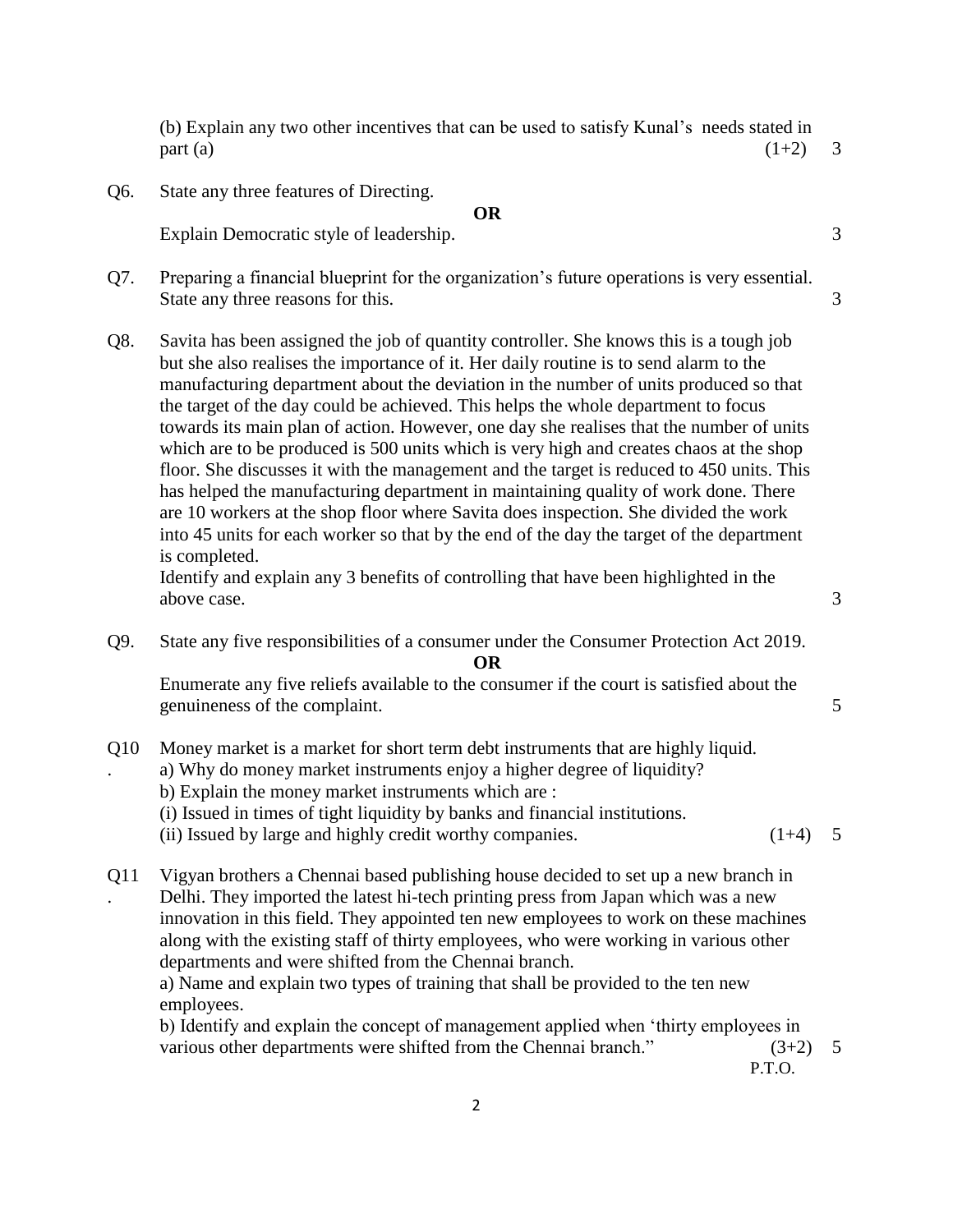(b) Explain any two other incentives that can be used to satisfy Kunal's needs stated in part (a) (1+2) 3

Q6. State any three features of Directing.

**OR**

Explain Democratic style of leadership. 3

Q7. Preparing a financial blueprint for the organization's future operations is very essential. State any three reasons for this. 3

Q8. Savita has been assigned the job of quantity controller. She knows this is a tough job but she also realises the importance of it. Her daily routine is to send alarm to the manufacturing department about the deviation in the number of units produced so that the target of the day could be achieved. This helps the whole department to focus towards its main plan of action. However, one day she realises that the number of units which are to be produced is 500 units which is very high and creates chaos at the shop floor. She discusses it with the management and the target is reduced to 450 units. This has helped the manufacturing department in maintaining quality of work done. There are 10 workers at the shop floor where Savita does inspection. She divided the work into 45 units for each worker so that by the end of the day the target of the department is completed.

Identify and explain any 3 benefits of controlling that have been highlighted in the above case. 3

Q9. State any five responsibilities of a consumer under the Consumer Protection Act 2019.

**OR**

Enumerate any five reliefs available to the consumer if the court is satisfied about the genuineness of the complaint. 5

Q10. Money market is a market for short term debt instruments that are highly liquid.

a) Why do money market instruments enjoy a higher degree of liquidity?

b) Explain the money market instruments which are :

(i) Issued in times of tight liquidity by banks and financial institutions.

(ii) Issued by large and highly credit worthy companies. (1+4) 5

Q11. Vigyan brothers a Chennai based publishing house decided to set up a new branch in Delhi. They imported the latest hi-tech printing press from Japan which was a new innovation in this field. They appointed ten new employees to work on these machines along with the existing staff of thirty employees, who were working in various other departments and were shifted from the Chennai branch.

a) Name and explain two types of training that shall be provided to the ten new employees.

b) Identify and explain the concept of management applied when 'thirty employees in various other departments were shifted from the Chennai branch." (3+2) 5

P.T.O.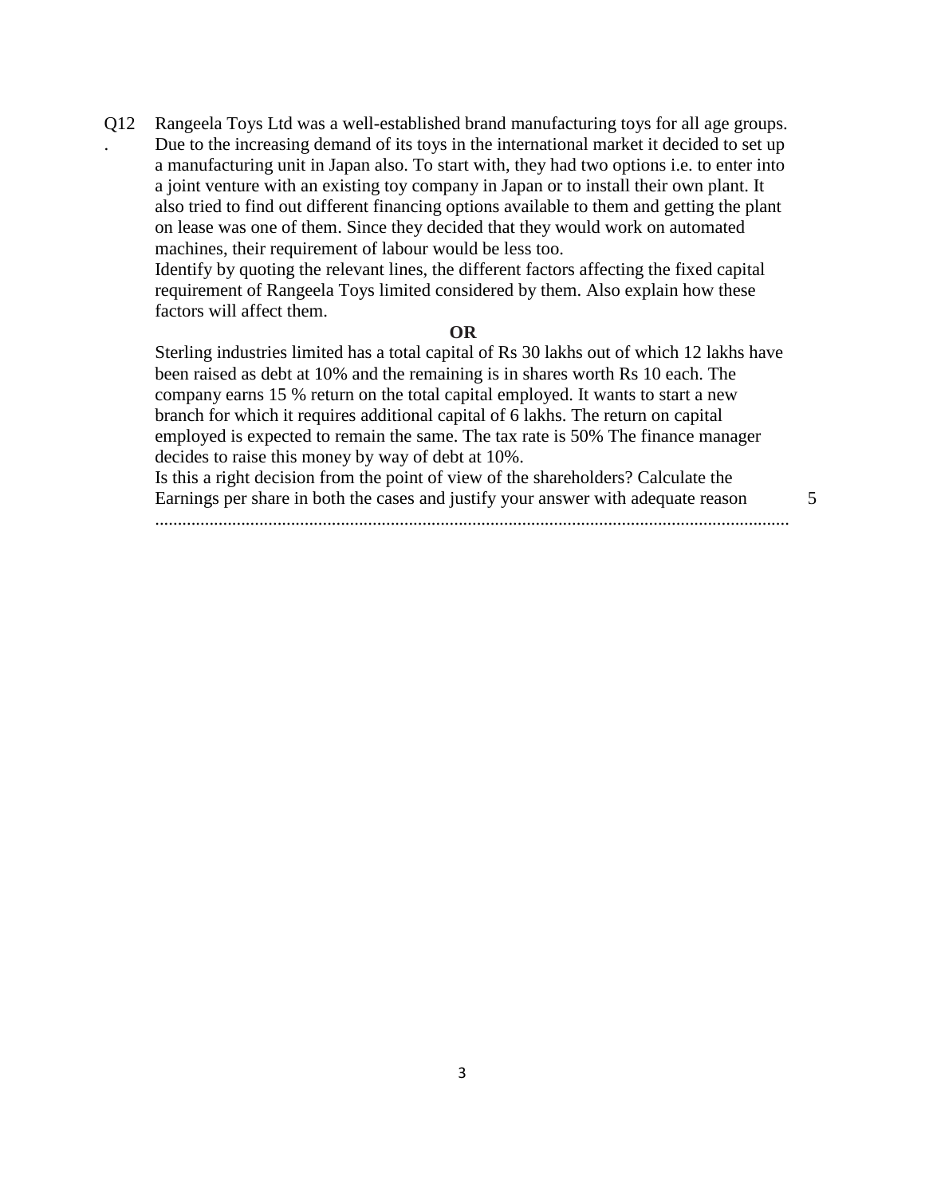Q12. Rangeela Toys Ltd was a well-established brand manufacturing toys for all age groups. Due to the increasing demand of its toys in the international market it decided to set up a manufacturing unit in Japan also. To start with, they had two options i.e. to enter into a joint venture with an existing toy company in Japan or to install their own plant. It also tried to find out different financing options available to them and getting the plant on lease was one of them. Since they decided that they would work on automated machines, their requirement of labour would be less too.

Identify by quoting the relevant lines, the different factors affecting the fixed capital requirement of Rangeela Toys limited considered by them. Also explain how these factors will affect them.

**OR**

Sterling industries limited has a total capital of Rs 30 lakhs out of which 12 lakhs have been raised as debt at 10% and the remaining is in shares worth Rs 10 each. The company earns 15 % return on the total capital employed. It wants to start a new branch for which it requires additional capital of 6 lakhs. The return on capital employed is expected to remain the same. The tax rate is 50% The finance manager decides to raise this money by way of debt at 10%.

Is this a right decision from the point of view of the shareholders? Calculate the Earnings per share in both the cases and justify your answer with adequate reason 5

..............................................................................................................................................